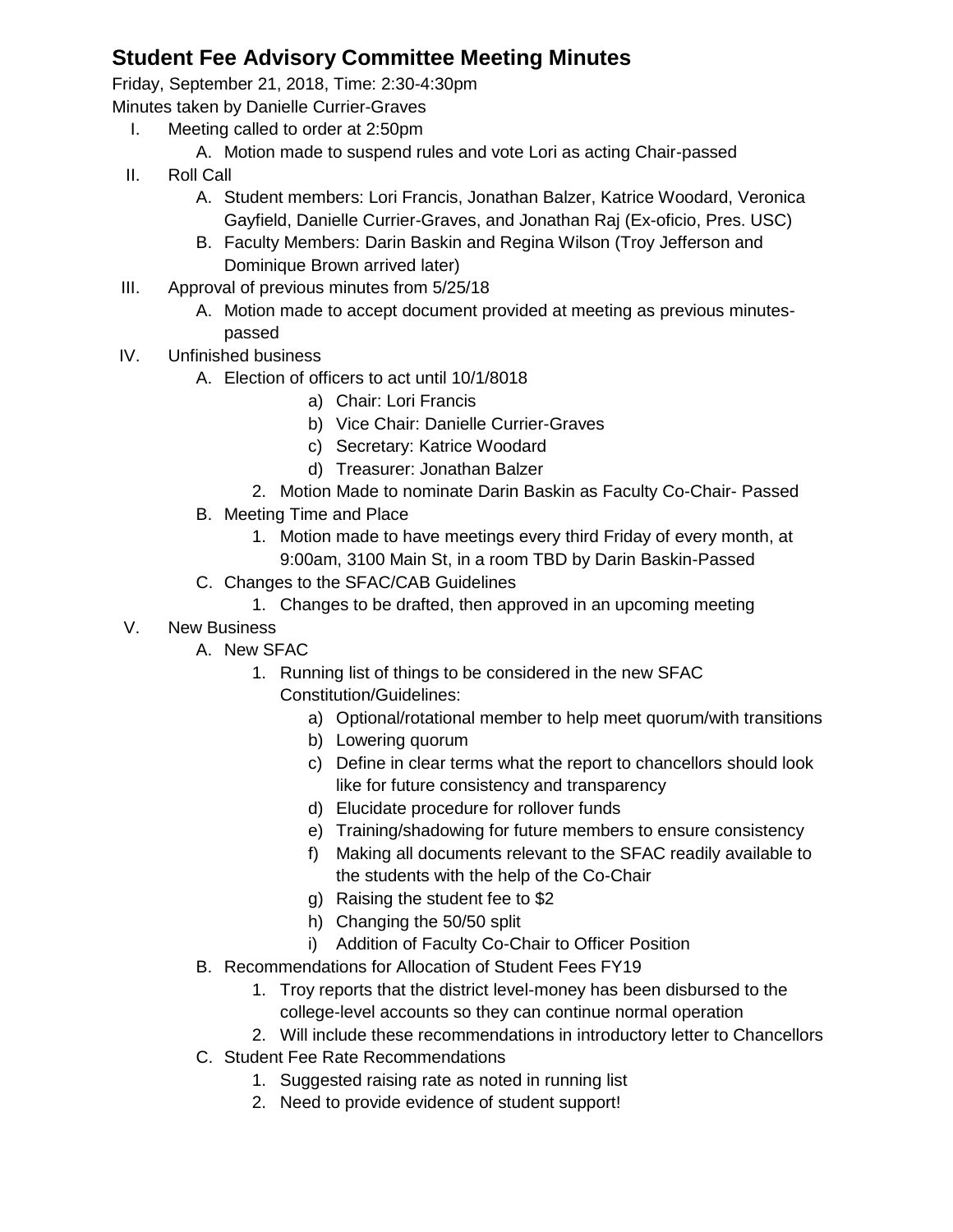# Student Fee Advisory Committee Meeting Minutes

Friday, September 21, 2018, Time: 2:30-4:30pm

Minutes taken by Danielle Currier-Graves

I. Meeting called to order at 2:50pm
    A. Motion made to suspend rules and vote Lori as acting Chair-passed
II. Roll Call
    A. Student members: Lori Francis, Jonathan Balzer, Katrice Woodard, Veronica Gayfield, Danielle Currier-Graves, and Jonathan Raj (Ex-oficio, Pres. USC)
    B. Faculty Members: Darin Baskin and Regina Wilson (Troy Jefferson and Dominique Brown arrived later)
III. Approval of previous minutes from 5/25/18
    A. Motion made to accept document provided at meeting as previous minutes-passed
IV. Unfinished business
    A. Election of officers to act until 10/1/8018
        a) Chair: Lori Francis
        b) Vice Chair: Danielle Currier-Graves
        c) Secretary: Katrice Woodard
        d) Treasurer: Jonathan Balzer
        2. Motion Made to nominate Darin Baskin as Faculty Co-Chair- Passed
    B. Meeting Time and Place
        1. Motion made to have meetings every third Friday of every month, at 9:00am, 3100 Main St, in a room TBD by Darin Baskin-Passed
    C. Changes to the SFAC/CAB Guidelines
        1. Changes to be drafted, then approved in an upcoming meeting
V. New Business
    A. New SFAC
        1. Running list of things to be considered in the new SFAC Constitution/Guidelines:
            a) Optional/rotational member to help meet quorum/with transitions
            b) Lowering quorum
            c) Define in clear terms what the report to chancellors should look like for future consistency and transparency
            d) Elucidate procedure for rollover funds
            e) Training/shadowing for future members to ensure consistency
            f) Making all documents relevant to the SFAC readily available to the students with the help of the Co-Chair
            g) Raising the student fee to $2
            h) Changing the 50/50 split
            i) Addition of Faculty Co-Chair to Officer Position
    B. Recommendations for Allocation of Student Fees FY19
        1. Troy reports that the district level-money has been disbursed to the college-level accounts so they can continue normal operation
        2. Will include these recommendations in introductory letter to Chancellors
    C. Student Fee Rate Recommendations
        1. Suggested raising rate as noted in running list
        2. Need to provide evidence of student support!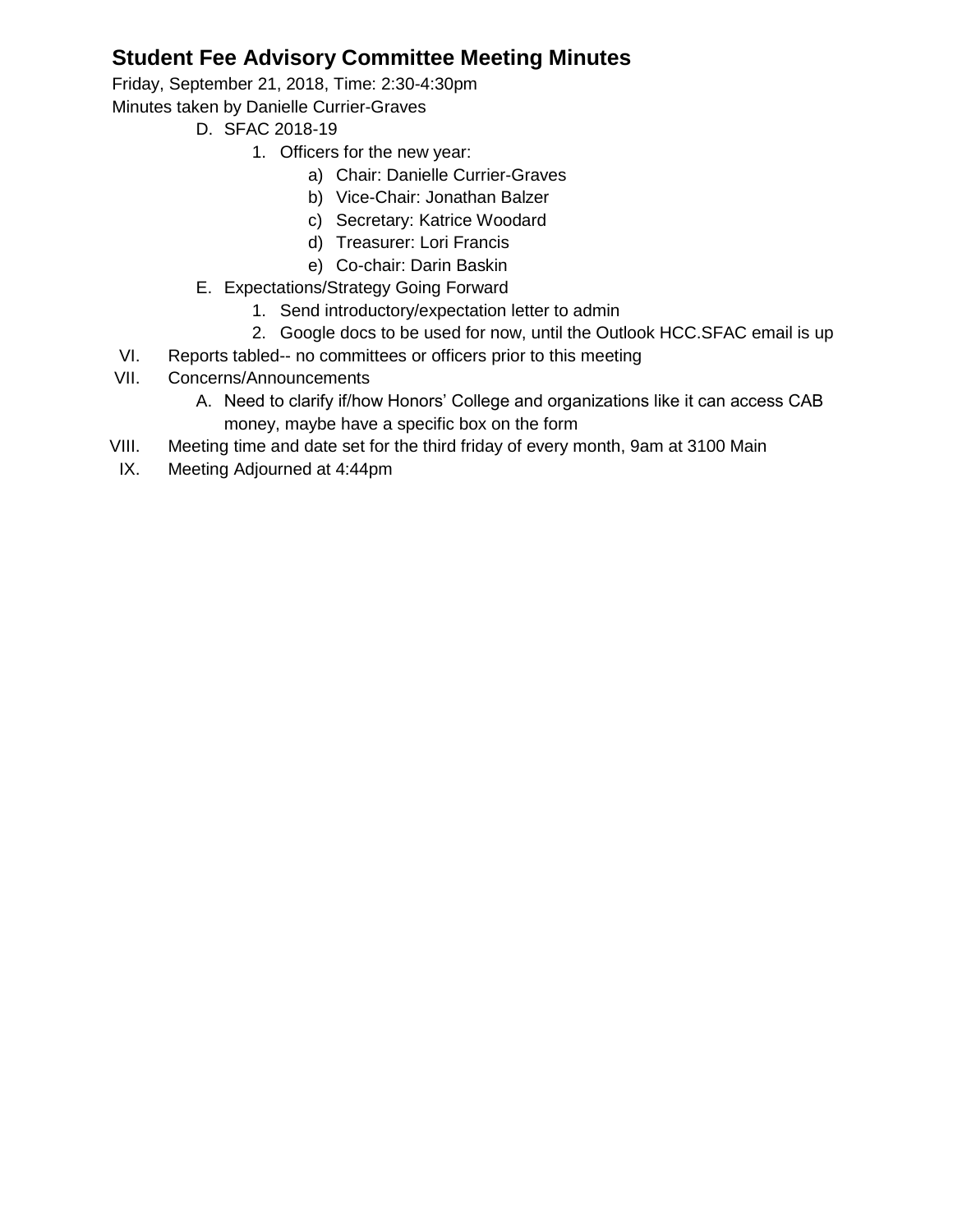# Student Fee Advisory Committee Meeting Minutes

Friday, September 21, 2018, Time: 2:30-4:30pm

Minutes taken by Danielle Currier-Graves

- D. SFAC 2018-19
  1. Officers for the new year:
     - a) Chair: Danielle Currier-Graves
     - b) Vice-Chair: Jonathan Balzer
     - c) Secretary: Katrice Woodard
     - d) Treasurer: Lori Francis
     - e) Co-chair: Darin Baskin
- E. Expectations/Strategy Going Forward
  1. Send introductory/expectation letter to admin
  2. Google docs to be used for now, until the Outlook HCC.SFAC email is up

VI. Reports tabled-- no committees or officers prior to this meeting

VII. Concerns/Announcements

- A. Need to clarify if/how Honors' College and organizations like it can access CAB money, maybe have a specific box on the form

VIII. Meeting time and date set for the third friday of every month, 9am at 3100 Main

IX. Meeting Adjourned at 4:44pm